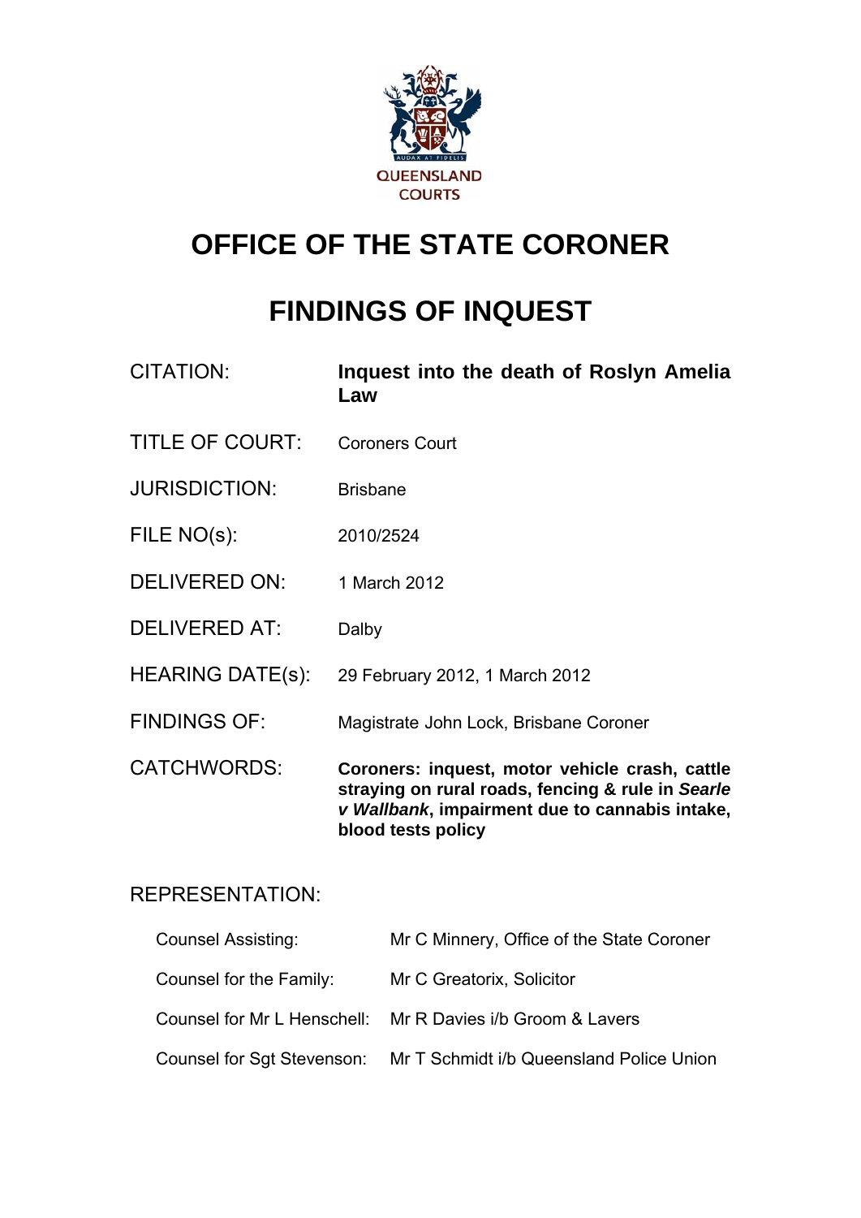QUEENSLAND COURTS

# OFFICE OF THE STATE CORONER

# FINDINGS OF INQUEST

| | |
|---|---|
| CITATION: | **Inquest into the death of Roslyn Amelia Law** |
| TITLE OF COURT: | Coroners Court |
| JURISDICTION: | Brisbane |
| FILE NO(s): | 2010/2524 |
| DELIVERED ON: | 1 March 2012 |
| DELIVERED AT: | Dalby |
| HEARING DATE(s): | 29 February 2012, 1 March 2012 |
| FINDINGS OF: | Magistrate John Lock, Brisbane Coroner |
| CATCHWORDS: | **Coroners: inquest, motor vehicle crash, cattle straying on rural roads, fencing & rule in *Searle v Wallbank*, impairment due to cannabis intake, blood tests policy** |

## REPRESENTATION:

| | |
|---|---|
| Counsel Assisting: | Mr C Minnery, Office of the State Coroner |
| Counsel for the Family: | Mr C Greatorix, Solicitor |
| Counsel for Mr L Henschell: | Mr R Davies i/b Groom & Lavers |
| Counsel for Sgt Stevenson: | Mr T Schmidt i/b Queensland Police Union |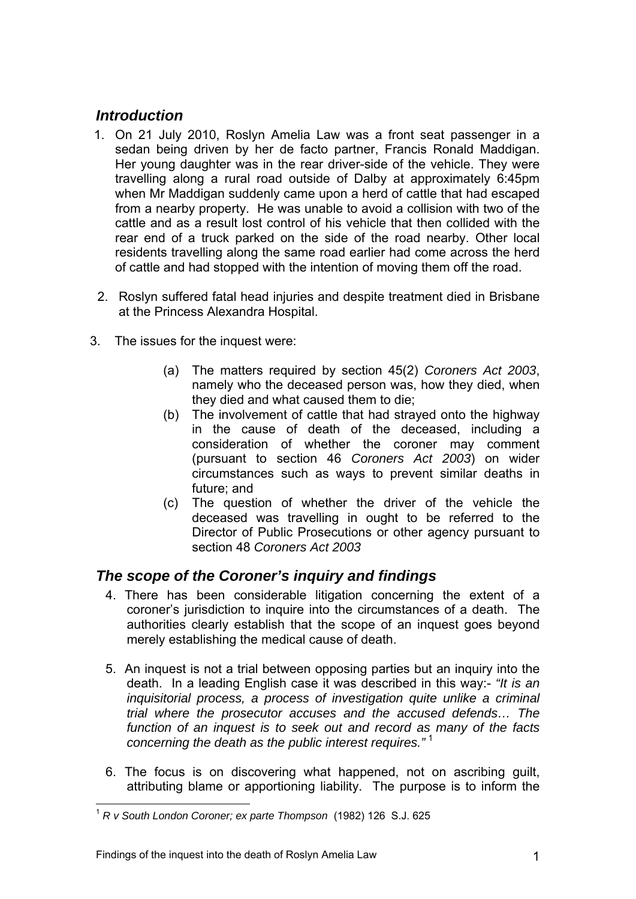## *Introduction*

1. On 21 July 2010, Roslyn Amelia Law was a front seat passenger in a sedan being driven by her de facto partner, Francis Ronald Maddigan. Her young daughter was in the rear driver-side of the vehicle. They were travelling along a rural road outside of Dalby at approximately 6:45pm when Mr Maddigan suddenly came upon a herd of cattle that had escaped from a nearby property. He was unable to avoid a collision with two of the cattle and as a result lost control of his vehicle that then collided with the rear end of a truck parked on the side of the road nearby. Other local residents travelling along the same road earlier had come across the herd of cattle and had stopped with the intention of moving them off the road.

2. Roslyn suffered fatal head injuries and despite treatment died in Brisbane at the Princess Alexandra Hospital.

3. The issues for the inquest were:

   (a) The matters required by section 45(2) *Coroners Act 2003*, namely who the deceased person was, how they died, when they died and what caused them to die;

   (b) The involvement of cattle that had strayed onto the highway in the cause of death of the deceased, including a consideration of whether the coroner may comment (pursuant to section 46 *Coroners Act 2003*) on wider circumstances such as ways to prevent similar deaths in future; and

   (c) The question of whether the driver of the vehicle the deceased was travelling in ought to be referred to the Director of Public Prosecutions or other agency pursuant to section 48 *Coroners Act 2003*

## *The scope of the Coroner's inquiry and findings*

4. There has been considerable litigation concerning the extent of a coroner's jurisdiction to inquire into the circumstances of a death. The authorities clearly establish that the scope of an inquest goes beyond merely establishing the medical cause of death.

5. An inquest is not a trial between opposing parties but an inquiry into the death. In a leading English case it was described in this way:- *"It is an inquisitorial process, a process of investigation quite unlike a criminal trial where the prosecutor accuses and the accused defends… The function of an inquest is to seek out and record as many of the facts concerning the death as the public interest requires."* [1]

6. The focus is on discovering what happened, not on ascribing guilt, attributing blame or apportioning liability. The purpose is to inform the

[1] *R v South London Coroner; ex parte Thompson* (1982) 126 S.J. 625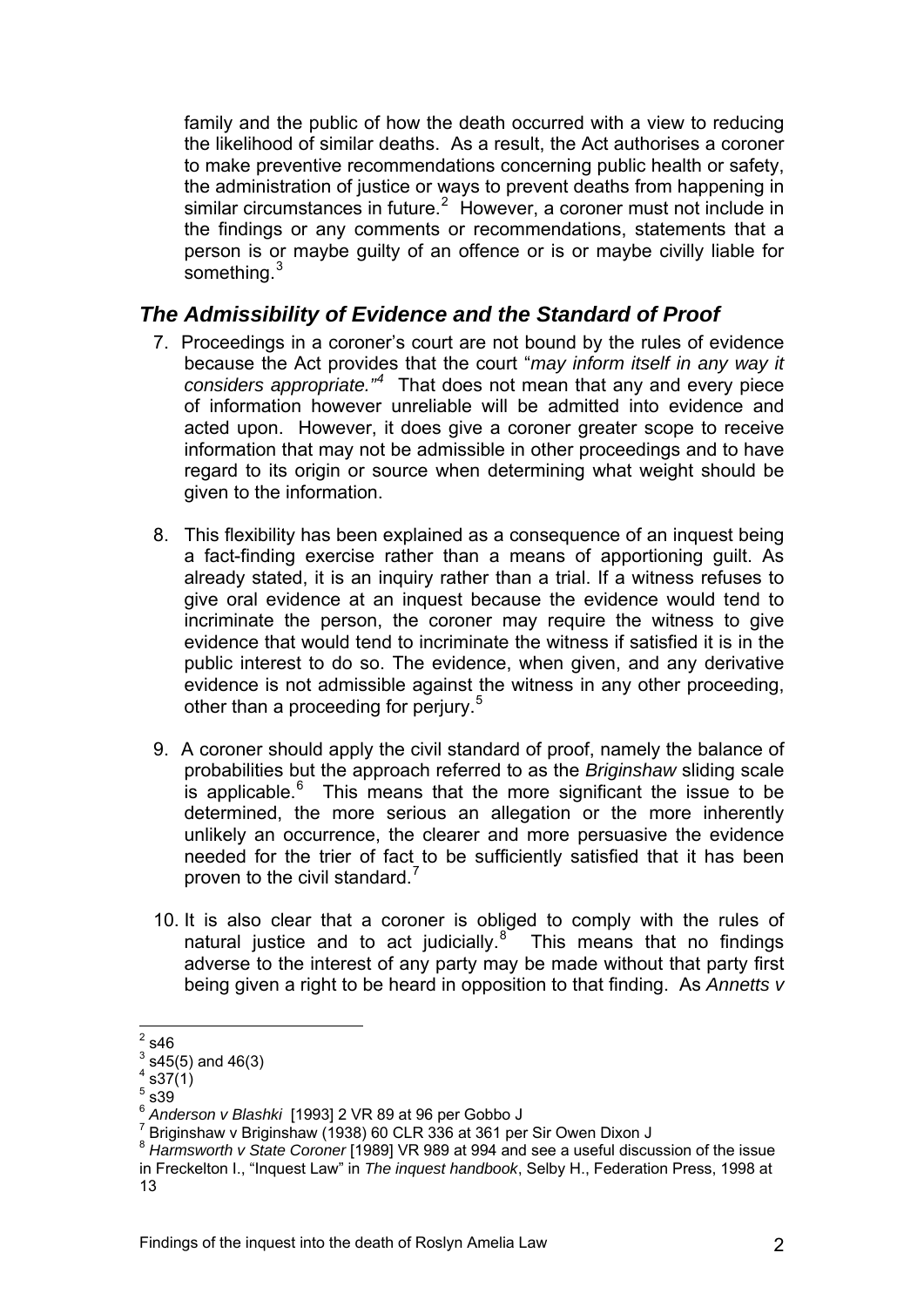family and the public of how the death occurred with a view to reducing the likelihood of similar deaths. As a result, the Act authorises a coroner to make preventive recommendations concerning public health or safety, the administration of justice or ways to prevent deaths from happening in similar circumstances in future.[2] However, a coroner must not include in the findings or any comments or recommendations, statements that a person is or maybe guilty of an offence or is or maybe civilly liable for something.[3]

## *The Admissibility of Evidence and the Standard of Proof*

7. Proceedings in a coroner's court are not bound by the rules of evidence because the Act provides that the court "*may inform itself in any way it considers appropriate.*"[4] That does not mean that any and every piece of information however unreliable will be admitted into evidence and acted upon. However, it does give a coroner greater scope to receive information that may not be admissible in other proceedings and to have regard to its origin or source when determining what weight should be given to the information.

8. This flexibility has been explained as a consequence of an inquest being a fact-finding exercise rather than a means of apportioning guilt. As already stated, it is an inquiry rather than a trial. If a witness refuses to give oral evidence at an inquest because the evidence would tend to incriminate the person, the coroner may require the witness to give evidence that would tend to incriminate the witness if satisfied it is in the public interest to do so. The evidence, when given, and any derivative evidence is not admissible against the witness in any other proceeding, other than a proceeding for perjury.[5]

9. A coroner should apply the civil standard of proof, namely the balance of probabilities but the approach referred to as the *Briginshaw* sliding scale is applicable.[6] This means that the more significant the issue to be determined, the more serious an allegation or the more inherently unlikely an occurrence, the clearer and more persuasive the evidence needed for the trier of fact to be sufficiently satisfied that it has been proven to the civil standard.[7]

10. It is also clear that a coroner is obliged to comply with the rules of natural justice and to act judicially.[8] This means that no findings adverse to the interest of any party may be made without that party first being given a right to be heard in opposition to that finding. As *Annetts v*

---

[2] s46

[3] s45(5) and 46(3)

[4] s37(1)

[5] s39

[6] *Anderson v Blashki* [1993] 2 VR 89 at 96 per Gobbo J

[7] Briginshaw v Briginshaw (1938) 60 CLR 336 at 361 per Sir Owen Dixon J

[8] *Harmsworth v State Coroner* [1989] VR 989 at 994 and see a useful discussion of the issue in Freckelton I., "Inquest Law" in *The inquest handbook*, Selby H., Federation Press, 1998 at 13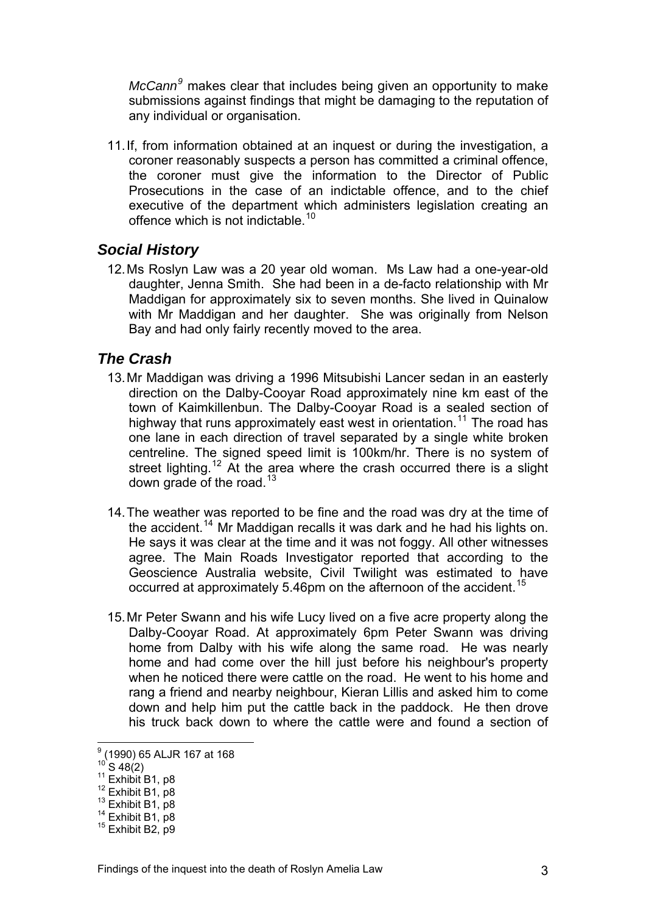*McCann*[9] makes clear that includes being given an opportunity to make submissions against findings that might be damaging to the reputation of any individual or organisation.

11. If, from information obtained at an inquest or during the investigation, a coroner reasonably suspects a person has committed a criminal offence, the coroner must give the information to the Director of Public Prosecutions in the case of an indictable offence, and to the chief executive of the department which administers legislation creating an offence which is not indictable.[10]

## *Social History*

12. Ms Roslyn Law was a 20 year old woman. Ms Law had a one-year-old daughter, Jenna Smith. She had been in a de-facto relationship with Mr Maddigan for approximately six to seven months. She lived in Quinalow with Mr Maddigan and her daughter. She was originally from Nelson Bay and had only fairly recently moved to the area.

## *The Crash*

13. Mr Maddigan was driving a 1996 Mitsubishi Lancer sedan in an easterly direction on the Dalby-Cooyar Road approximately nine km east of the town of Kaimkillenbun. The Dalby-Cooyar Road is a sealed section of highway that runs approximately east west in orientation.[11] The road has one lane in each direction of travel separated by a single white broken centreline. The signed speed limit is 100km/hr. There is no system of street lighting.[12] At the area where the crash occurred there is a slight down grade of the road.[13]

14. The weather was reported to be fine and the road was dry at the time of the accident.[14] Mr Maddigan recalls it was dark and he had his lights on. He says it was clear at the time and it was not foggy. All other witnesses agree. The Main Roads Investigator reported that according to the Geoscience Australia website, Civil Twilight was estimated to have occurred at approximately 5.46pm on the afternoon of the accident.[15]

15. Mr Peter Swann and his wife Lucy lived on a five acre property along the Dalby-Cooyar Road. At approximately 6pm Peter Swann was driving home from Dalby with his wife along the same road. He was nearly home and had come over the hill just before his neighbour's property when he noticed there were cattle on the road. He went to his home and rang a friend and nearby neighbour, Kieran Lillis and asked him to come down and help him put the cattle back in the paddock. He then drove his truck back down to where the cattle were and found a section of

---

[9] (1990) 65 ALJR 167 at 168
[10] S 48(2)
[11] Exhibit B1, p8
[12] Exhibit B1, p8
[13] Exhibit B1, p8
[14] Exhibit B1, p8
[15] Exhibit B2, p9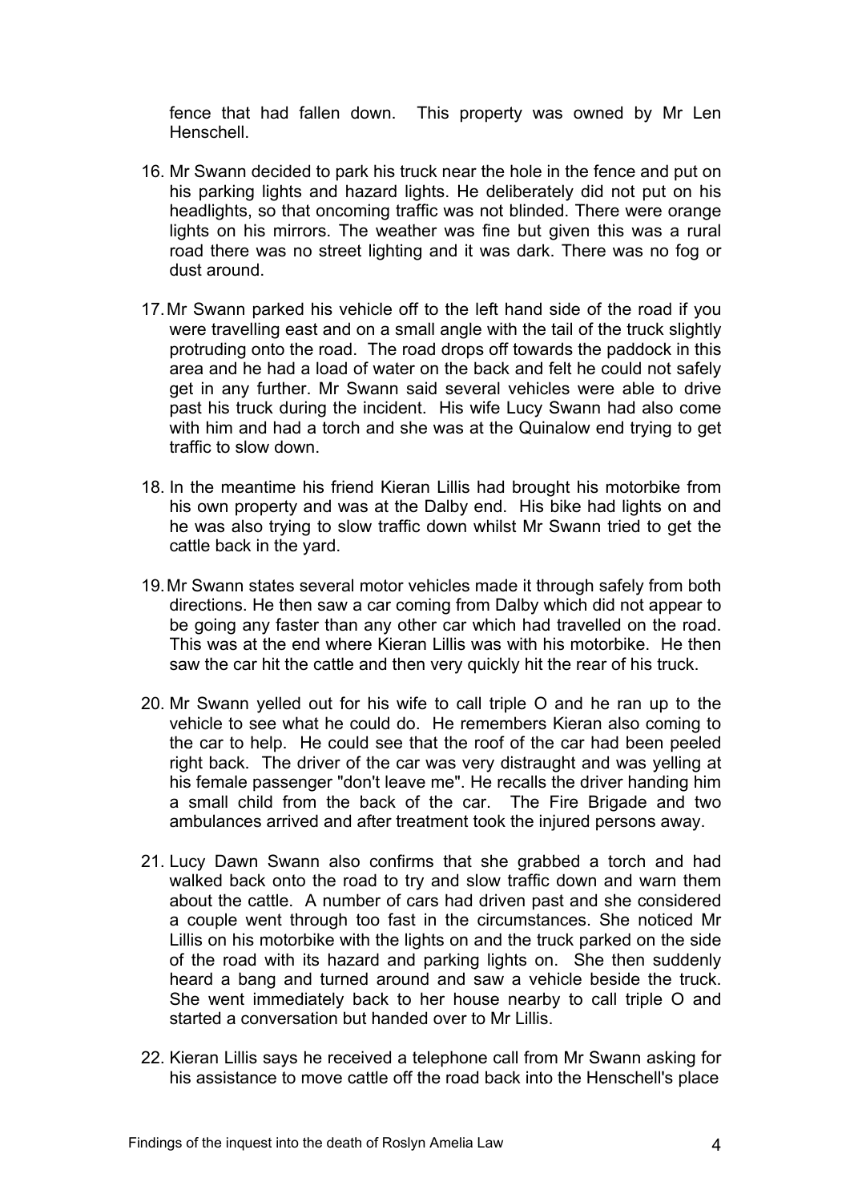fence that had fallen down. This property was owned by Mr Len Henschell.

16. Mr Swann decided to park his truck near the hole in the fence and put on his parking lights and hazard lights. He deliberately did not put on his headlights, so that oncoming traffic was not blinded. There were orange lights on his mirrors. The weather was fine but given this was a rural road there was no street lighting and it was dark. There was no fog or dust around.

17. Mr Swann parked his vehicle off to the left hand side of the road if you were travelling east and on a small angle with the tail of the truck slightly protruding onto the road. The road drops off towards the paddock in this area and he had a load of water on the back and felt he could not safely get in any further. Mr Swann said several vehicles were able to drive past his truck during the incident. His wife Lucy Swann had also come with him and had a torch and she was at the Quinalow end trying to get traffic to slow down.

18. In the meantime his friend Kieran Lillis had brought his motorbike from his own property and was at the Dalby end. His bike had lights on and he was also trying to slow traffic down whilst Mr Swann tried to get the cattle back in the yard.

19. Mr Swann states several motor vehicles made it through safely from both directions. He then saw a car coming from Dalby which did not appear to be going any faster than any other car which had travelled on the road. This was at the end where Kieran Lillis was with his motorbike. He then saw the car hit the cattle and then very quickly hit the rear of his truck.

20. Mr Swann yelled out for his wife to call triple O and he ran up to the vehicle to see what he could do. He remembers Kieran also coming to the car to help. He could see that the roof of the car had been peeled right back. The driver of the car was very distraught and was yelling at his female passenger "don't leave me". He recalls the driver handing him a small child from the back of the car. The Fire Brigade and two ambulances arrived and after treatment took the injured persons away.

21. Lucy Dawn Swann also confirms that she grabbed a torch and had walked back onto the road to try and slow traffic down and warn them about the cattle. A number of cars had driven past and she considered a couple went through too fast in the circumstances. She noticed Mr Lillis on his motorbike with the lights on and the truck parked on the side of the road with its hazard and parking lights on. She then suddenly heard a bang and turned around and saw a vehicle beside the truck. She went immediately back to her house nearby to call triple O and started a conversation but handed over to Mr Lillis.

22. Kieran Lillis says he received a telephone call from Mr Swann asking for his assistance to move cattle off the road back into the Henschell's place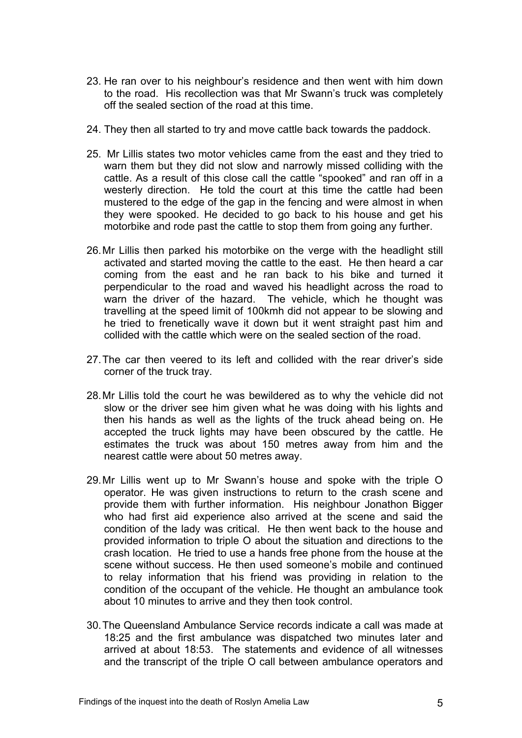23. He ran over to his neighbour's residence and then went with him down to the road. His recollection was that Mr Swann's truck was completely off the sealed section of the road at this time.

24. They then all started to try and move cattle back towards the paddock.

25. Mr Lillis states two motor vehicles came from the east and they tried to warn them but they did not slow and narrowly missed colliding with the cattle. As a result of this close call the cattle "spooked" and ran off in a westerly direction. He told the court at this time the cattle had been mustered to the edge of the gap in the fencing and were almost in when they were spooked. He decided to go back to his house and get his motorbike and rode past the cattle to stop them from going any further.

26. Mr Lillis then parked his motorbike on the verge with the headlight still activated and started moving the cattle to the east. He then heard a car coming from the east and he ran back to his bike and turned it perpendicular to the road and waved his headlight across the road to warn the driver of the hazard. The vehicle, which he thought was travelling at the speed limit of 100kmh did not appear to be slowing and he tried to frenetically wave it down but it went straight past him and collided with the cattle which were on the sealed section of the road.

27. The car then veered to its left and collided with the rear driver's side corner of the truck tray.

28. Mr Lillis told the court he was bewildered as to why the vehicle did not slow or the driver see him given what he was doing with his lights and then his hands as well as the lights of the truck ahead being on. He accepted the truck lights may have been obscured by the cattle. He estimates the truck was about 150 metres away from him and the nearest cattle were about 50 metres away.

29. Mr Lillis went up to Mr Swann's house and spoke with the triple O operator. He was given instructions to return to the crash scene and provide them with further information. His neighbour Jonathon Bigger who had first aid experience also arrived at the scene and said the condition of the lady was critical. He then went back to the house and provided information to triple O about the situation and directions to the crash location. He tried to use a hands free phone from the house at the scene without success. He then used someone's mobile and continued to relay information that his friend was providing in relation to the condition of the occupant of the vehicle. He thought an ambulance took about 10 minutes to arrive and they then took control.

30. The Queensland Ambulance Service records indicate a call was made at 18:25 and the first ambulance was dispatched two minutes later and arrived at about 18:53. The statements and evidence of all witnesses and the transcript of the triple O call between ambulance operators and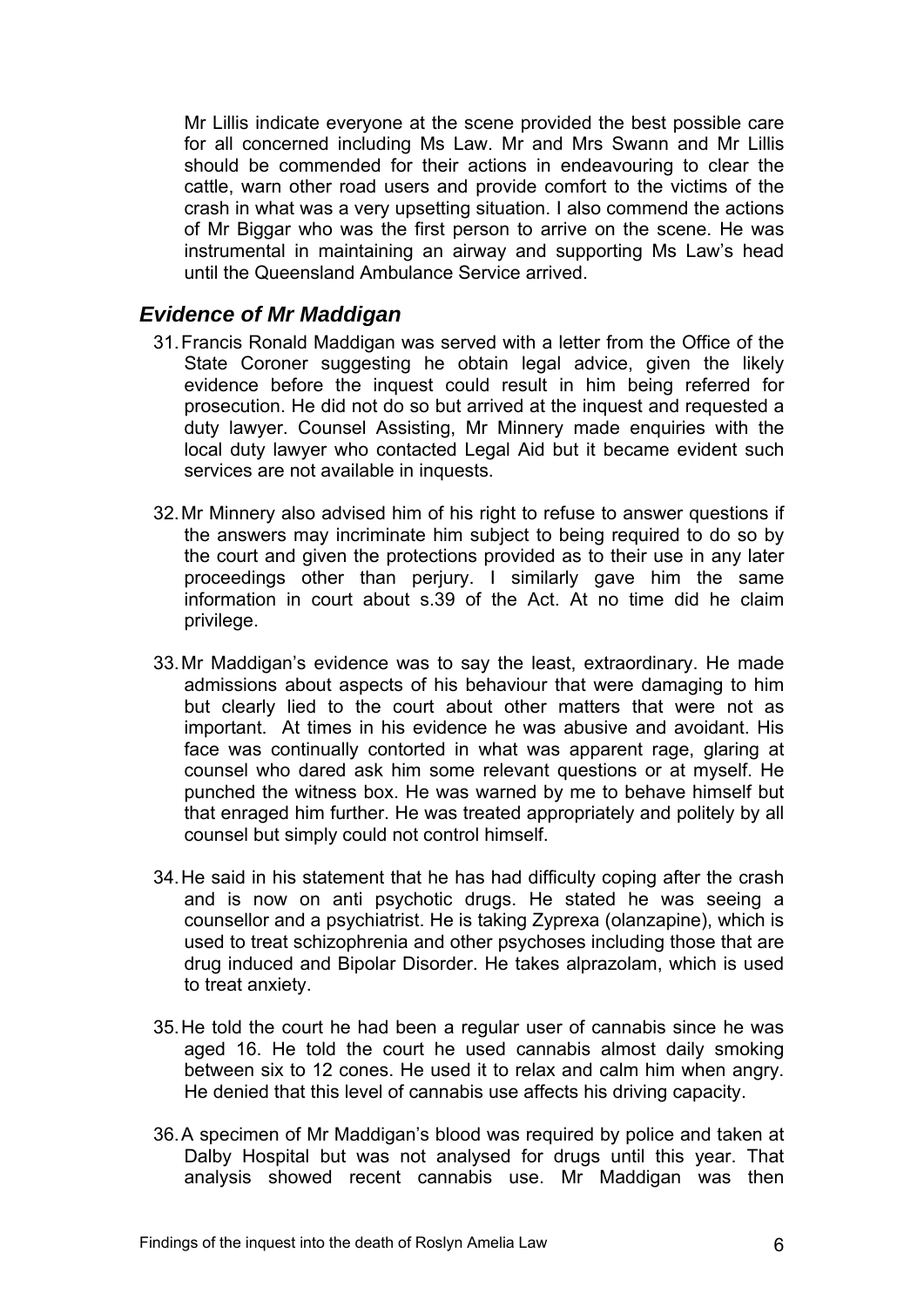Mr Lillis indicate everyone at the scene provided the best possible care for all concerned including Ms Law. Mr and Mrs Swann and Mr Lillis should be commended for their actions in endeavouring to clear the cattle, warn other road users and provide comfort to the victims of the crash in what was a very upsetting situation. I also commend the actions of Mr Biggar who was the first person to arrive on the scene. He was instrumental in maintaining an airway and supporting Ms Law's head until the Queensland Ambulance Service arrived.

### *Evidence of Mr Maddigan*

31. Francis Ronald Maddigan was served with a letter from the Office of the State Coroner suggesting he obtain legal advice, given the likely evidence before the inquest could result in him being referred for prosecution. He did not do so but arrived at the inquest and requested a duty lawyer. Counsel Assisting, Mr Minnery made enquiries with the local duty lawyer who contacted Legal Aid but it became evident such services are not available in inquests.

32. Mr Minnery also advised him of his right to refuse to answer questions if the answers may incriminate him subject to being required to do so by the court and given the protections provided as to their use in any later proceedings other than perjury. I similarly gave him the same information in court about s.39 of the Act. At no time did he claim privilege.

33. Mr Maddigan's evidence was to say the least, extraordinary. He made admissions about aspects of his behaviour that were damaging to him but clearly lied to the court about other matters that were not as important. At times in his evidence he was abusive and avoidant. His face was continually contorted in what was apparent rage, glaring at counsel who dared ask him some relevant questions or at myself. He punched the witness box. He was warned by me to behave himself but that enraged him further. He was treated appropriately and politely by all counsel but simply could not control himself.

34. He said in his statement that he has had difficulty coping after the crash and is now on anti psychotic drugs. He stated he was seeing a counsellor and a psychiatrist. He is taking Zyprexa (olanzapine), which is used to treat schizophrenia and other psychoses including those that are drug induced and Bipolar Disorder. He takes alprazolam, which is used to treat anxiety.

35. He told the court he had been a regular user of cannabis since he was aged 16. He told the court he used cannabis almost daily smoking between six to 12 cones. He used it to relax and calm him when angry. He denied that this level of cannabis use affects his driving capacity.

36. A specimen of Mr Maddigan's blood was required by police and taken at Dalby Hospital but was not analysed for drugs until this year. That analysis showed recent cannabis use. Mr Maddigan was then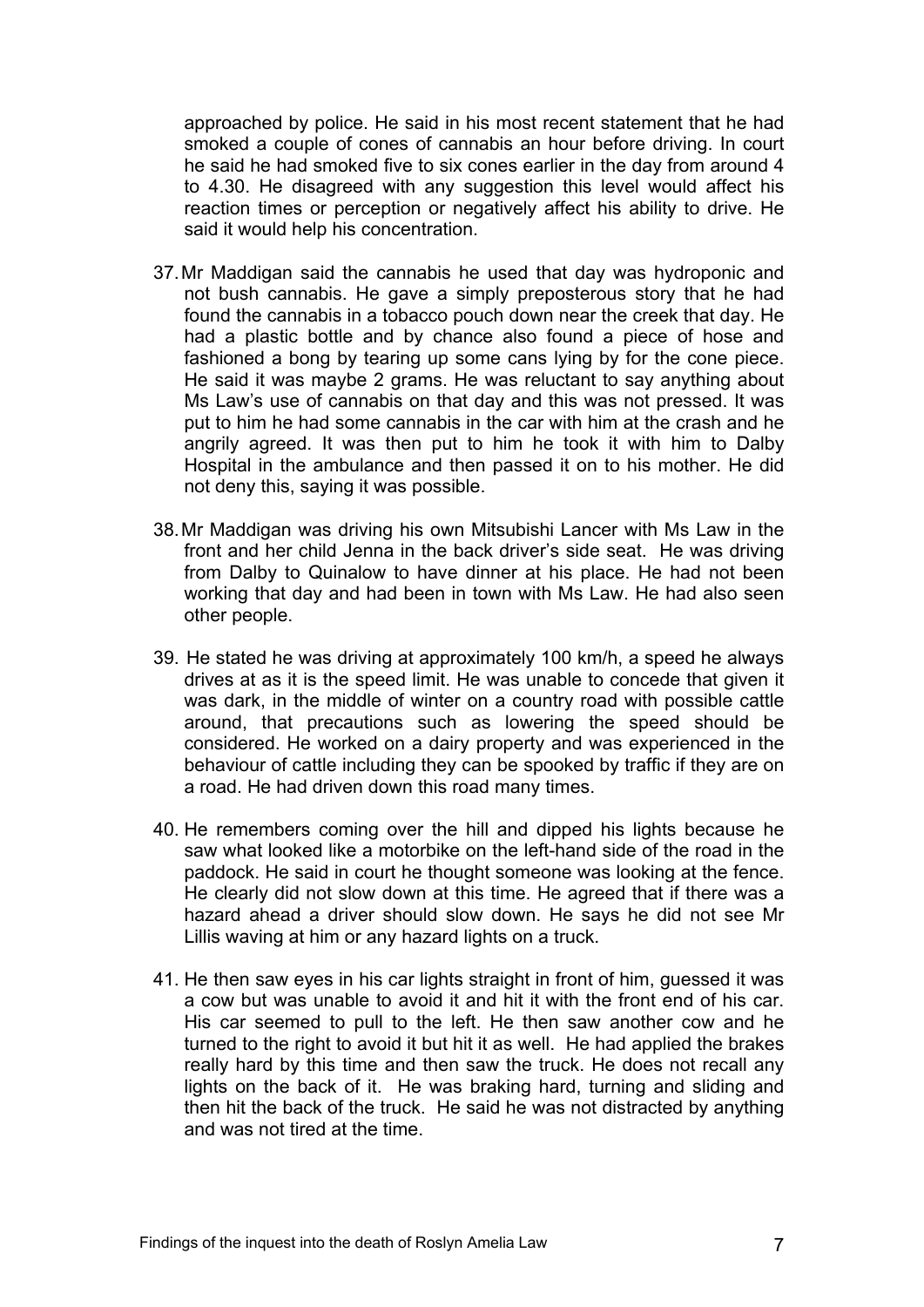approached by police. He said in his most recent statement that he had smoked a couple of cones of cannabis an hour before driving. In court he said he had smoked five to six cones earlier in the day from around 4 to 4.30. He disagreed with any suggestion this level would affect his reaction times or perception or negatively affect his ability to drive. He said it would help his concentration.

37. Mr Maddigan said the cannabis he used that day was hydroponic and not bush cannabis. He gave a simply preposterous story that he had found the cannabis in a tobacco pouch down near the creek that day. He had a plastic bottle and by chance also found a piece of hose and fashioned a bong by tearing up some cans lying by for the cone piece. He said it was maybe 2 grams. He was reluctant to say anything about Ms Law's use of cannabis on that day and this was not pressed. It was put to him he had some cannabis in the car with him at the crash and he angrily agreed. It was then put to him he took it with him to Dalby Hospital in the ambulance and then passed it on to his mother. He did not deny this, saying it was possible.

38. Mr Maddigan was driving his own Mitsubishi Lancer with Ms Law in the front and her child Jenna in the back driver's side seat. He was driving from Dalby to Quinalow to have dinner at his place. He had not been working that day and had been in town with Ms Law. He had also seen other people.

39. He stated he was driving at approximately 100 km/h, a speed he always drives at as it is the speed limit. He was unable to concede that given it was dark, in the middle of winter on a country road with possible cattle around, that precautions such as lowering the speed should be considered. He worked on a dairy property and was experienced in the behaviour of cattle including they can be spooked by traffic if they are on a road. He had driven down this road many times.

40. He remembers coming over the hill and dipped his lights because he saw what looked like a motorbike on the left-hand side of the road in the paddock. He said in court he thought someone was looking at the fence. He clearly did not slow down at this time. He agreed that if there was a hazard ahead a driver should slow down. He says he did not see Mr Lillis waving at him or any hazard lights on a truck.

41. He then saw eyes in his car lights straight in front of him, guessed it was a cow but was unable to avoid it and hit it with the front end of his car. His car seemed to pull to the left. He then saw another cow and he turned to the right to avoid it but hit it as well. He had applied the brakes really hard by this time and then saw the truck. He does not recall any lights on the back of it. He was braking hard, turning and sliding and then hit the back of the truck. He said he was not distracted by anything and was not tired at the time.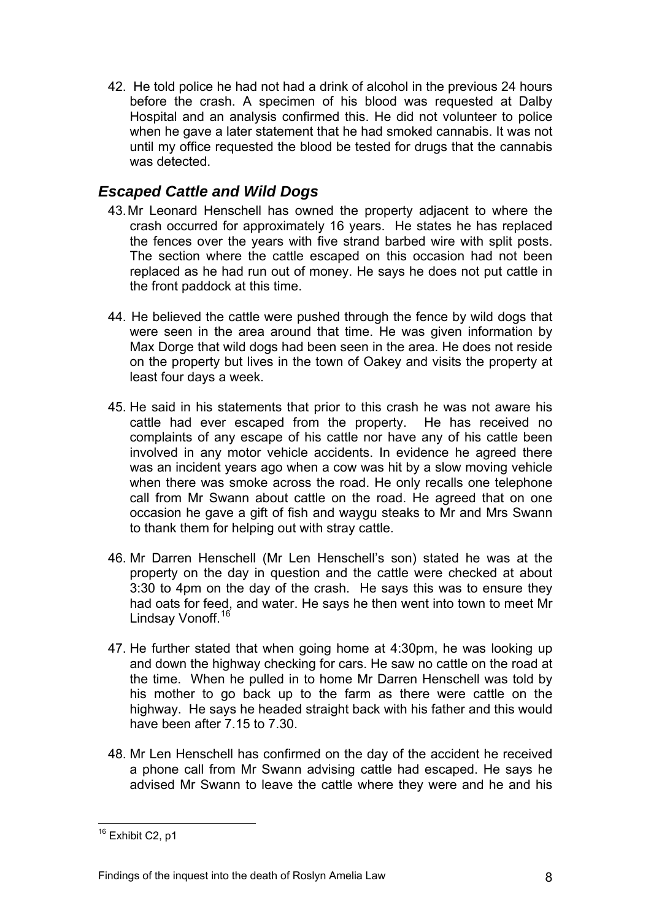42. He told police he had not had a drink of alcohol in the previous 24 hours before the crash. A specimen of his blood was requested at Dalby Hospital and an analysis confirmed this. He did not volunteer to police when he gave a later statement that he had smoked cannabis. It was not until my office requested the blood be tested for drugs that the cannabis was detected.

## *Escaped Cattle and Wild Dogs*

43. Mr Leonard Henschell has owned the property adjacent to where the crash occurred for approximately 16 years. He states he has replaced the fences over the years with five strand barbed wire with split posts. The section where the cattle escaped on this occasion had not been replaced as he had run out of money. He says he does not put cattle in the front paddock at this time.

44. He believed the cattle were pushed through the fence by wild dogs that were seen in the area around that time. He was given information by Max Dorge that wild dogs had been seen in the area. He does not reside on the property but lives in the town of Oakey and visits the property at least four days a week.

45. He said in his statements that prior to this crash he was not aware his cattle had ever escaped from the property. He has received no complaints of any escape of his cattle nor have any of his cattle been involved in any motor vehicle accidents. In evidence he agreed there was an incident years ago when a cow was hit by a slow moving vehicle when there was smoke across the road. He only recalls one telephone call from Mr Swann about cattle on the road. He agreed that on one occasion he gave a gift of fish and waygu steaks to Mr and Mrs Swann to thank them for helping out with stray cattle.

46. Mr Darren Henschell (Mr Len Henschell's son) stated he was at the property on the day in question and the cattle were checked at about 3:30 to 4pm on the day of the crash. He says this was to ensure they had oats for feed, and water. He says he then went into town to meet Mr Lindsay Vonoff.[16]

47. He further stated that when going home at 4:30pm, he was looking up and down the highway checking for cars. He saw no cattle on the road at the time. When he pulled in to home Mr Darren Henschell was told by his mother to go back up to the farm as there were cattle on the highway. He says he headed straight back with his father and this would have been after 7.15 to 7.30.

48. Mr Len Henschell has confirmed on the day of the accident he received a phone call from Mr Swann advising cattle had escaped. He says he advised Mr Swann to leave the cattle where they were and he and his

---

[16] Exhibit C2, p1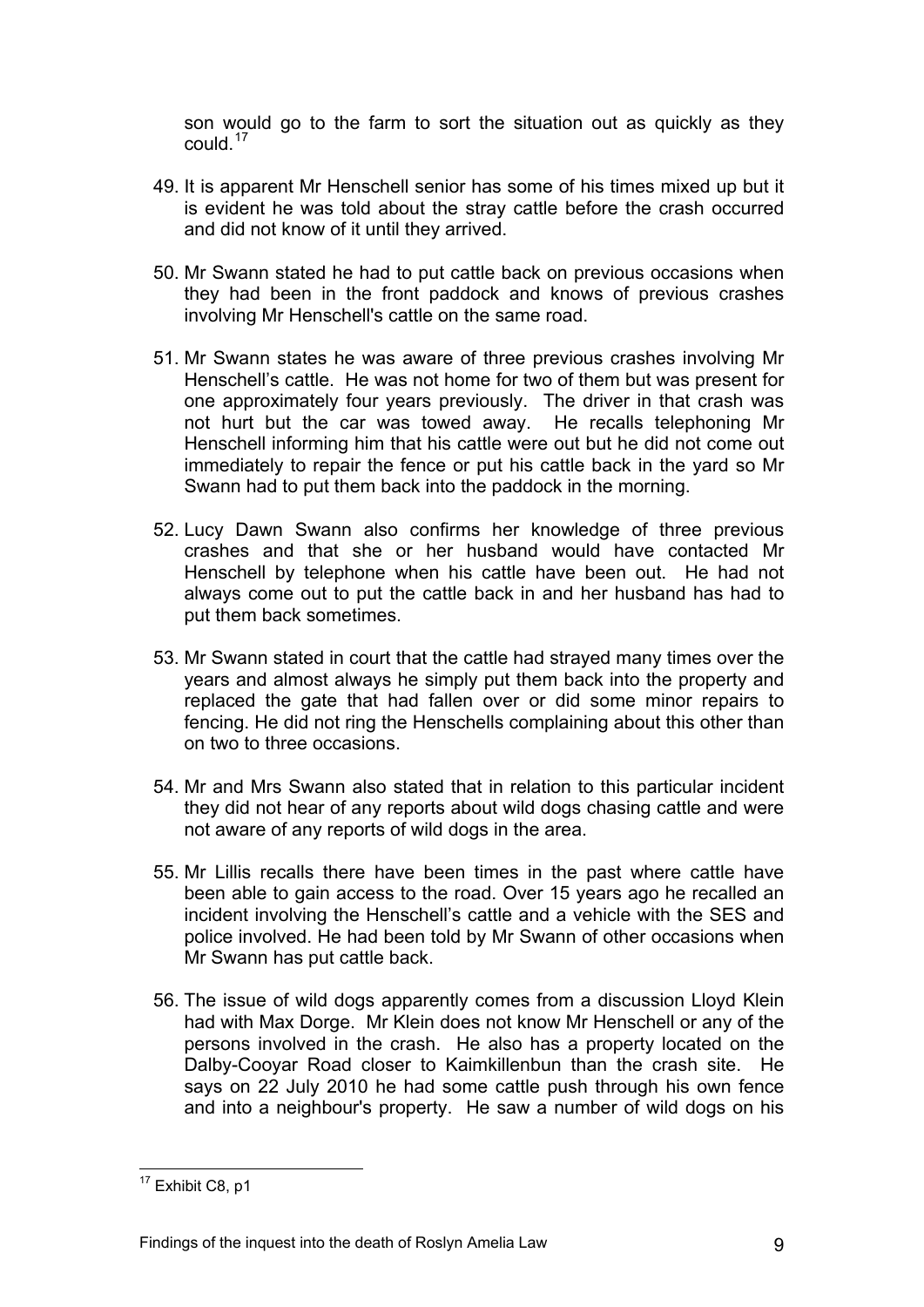son would go to the farm to sort the situation out as quickly as they could.[17]

49. It is apparent Mr Henschell senior has some of his times mixed up but it is evident he was told about the stray cattle before the crash occurred and did not know of it until they arrived.

50. Mr Swann stated he had to put cattle back on previous occasions when they had been in the front paddock and knows of previous crashes involving Mr Henschell's cattle on the same road.

51. Mr Swann states he was aware of three previous crashes involving Mr Henschell's cattle. He was not home for two of them but was present for one approximately four years previously. The driver in that crash was not hurt but the car was towed away. He recalls telephoning Mr Henschell informing him that his cattle were out but he did not come out immediately to repair the fence or put his cattle back in the yard so Mr Swann had to put them back into the paddock in the morning.

52. Lucy Dawn Swann also confirms her knowledge of three previous crashes and that she or her husband would have contacted Mr Henschell by telephone when his cattle have been out. He had not always come out to put the cattle back in and her husband has had to put them back sometimes.

53. Mr Swann stated in court that the cattle had strayed many times over the years and almost always he simply put them back into the property and replaced the gate that had fallen over or did some minor repairs to fencing. He did not ring the Henschells complaining about this other than on two to three occasions.

54. Mr and Mrs Swann also stated that in relation to this particular incident they did not hear of any reports about wild dogs chasing cattle and were not aware of any reports of wild dogs in the area.

55. Mr Lillis recalls there have been times in the past where cattle have been able to gain access to the road. Over 15 years ago he recalled an incident involving the Henschell's cattle and a vehicle with the SES and police involved. He had been told by Mr Swann of other occasions when Mr Swann has put cattle back.

56. The issue of wild dogs apparently comes from a discussion Lloyd Klein had with Max Dorge. Mr Klein does not know Mr Henschell or any of the persons involved in the crash. He also has a property located on the Dalby-Cooyar Road closer to Kaimkillenbun than the crash site. He says on 22 July 2010 he had some cattle push through his own fence and into a neighbour's property. He saw a number of wild dogs on his

---

[17] Exhibit C8, p1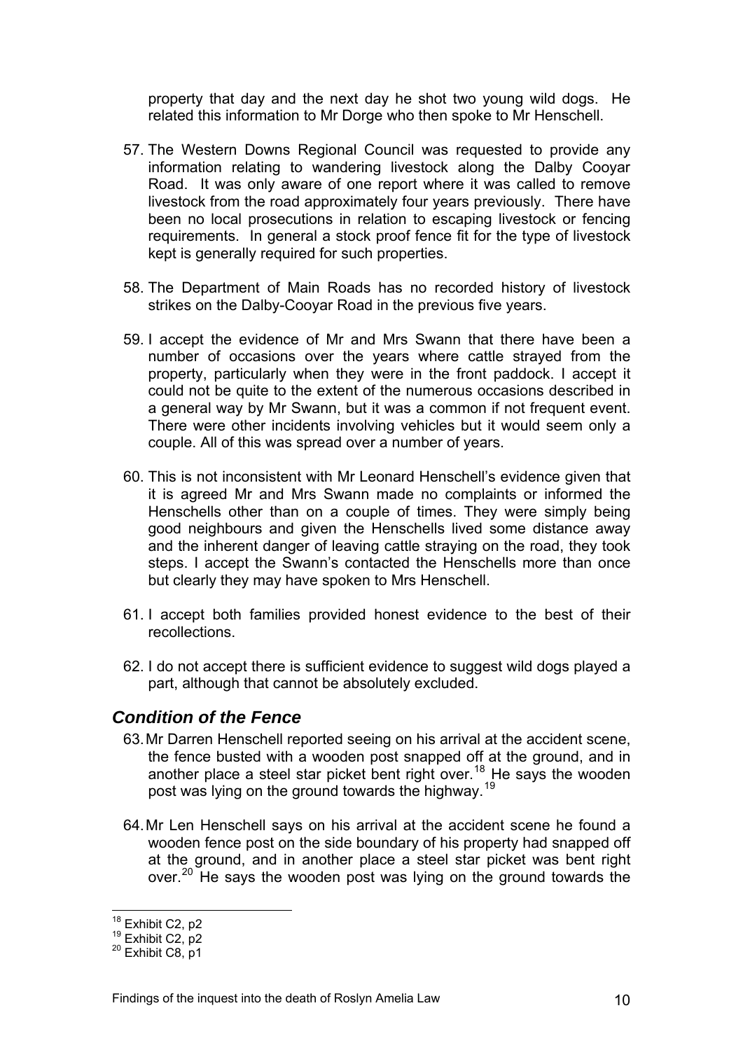property that day and the next day he shot two young wild dogs. He related this information to Mr Dorge who then spoke to Mr Henschell.

57. The Western Downs Regional Council was requested to provide any information relating to wandering livestock along the Dalby Cooyar Road. It was only aware of one report where it was called to remove livestock from the road approximately four years previously. There have been no local prosecutions in relation to escaping livestock or fencing requirements. In general a stock proof fence fit for the type of livestock kept is generally required for such properties.

58. The Department of Main Roads has no recorded history of livestock strikes on the Dalby-Cooyar Road in the previous five years.

59. I accept the evidence of Mr and Mrs Swann that there have been a number of occasions over the years where cattle strayed from the property, particularly when they were in the front paddock. I accept it could not be quite to the extent of the numerous occasions described in a general way by Mr Swann, but it was a common if not frequent event. There were other incidents involving vehicles but it would seem only a couple. All of this was spread over a number of years.

60. This is not inconsistent with Mr Leonard Henschell's evidence given that it is agreed Mr and Mrs Swann made no complaints or informed the Henschells other than on a couple of times. They were simply being good neighbours and given the Henschells lived some distance away and the inherent danger of leaving cattle straying on the road, they took steps. I accept the Swann's contacted the Henschells more than once but clearly they may have spoken to Mrs Henschell.

61. I accept both families provided honest evidence to the best of their recollections.

62. I do not accept there is sufficient evidence to suggest wild dogs played a part, although that cannot be absolutely excluded.

## *Condition of the Fence*

63. Mr Darren Henschell reported seeing on his arrival at the accident scene, the fence busted with a wooden post snapped off at the ground, and in another place a steel star picket bent right over.[18] He says the wooden post was lying on the ground towards the highway.[19]

64. Mr Len Henschell says on his arrival at the accident scene he found a wooden fence post on the side boundary of his property had snapped off at the ground, and in another place a steel star picket was bent right over.[20] He says the wooden post was lying on the ground towards the

[18] Exhibit C2, p2
[19] Exhibit C2, p2
[20] Exhibit C8, p1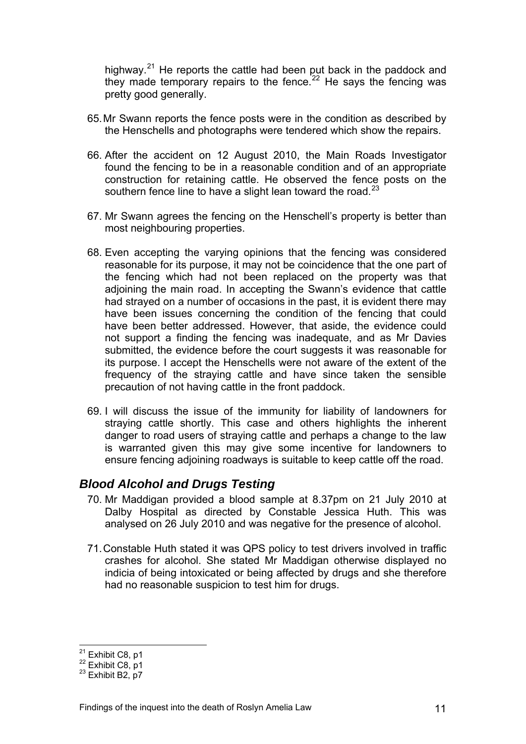highway.[21] He reports the cattle had been put back in the paddock and they made temporary repairs to the fence.[22] He says the fencing was pretty good generally.

65. Mr Swann reports the fence posts were in the condition as described by the Henschells and photographs were tendered which show the repairs.

66. After the accident on 12 August 2010, the Main Roads Investigator found the fencing to be in a reasonable condition and of an appropriate construction for retaining cattle. He observed the fence posts on the southern fence line to have a slight lean toward the road.[23]

67. Mr Swann agrees the fencing on the Henschell's property is better than most neighbouring properties.

68. Even accepting the varying opinions that the fencing was considered reasonable for its purpose, it may not be coincidence that the one part of the fencing which had not been replaced on the property was that adjoining the main road. In accepting the Swann's evidence that cattle had strayed on a number of occasions in the past, it is evident there may have been issues concerning the condition of the fencing that could have been better addressed. However, that aside, the evidence could not support a finding the fencing was inadequate, and as Mr Davies submitted, the evidence before the court suggests it was reasonable for its purpose. I accept the Henschells were not aware of the extent of the frequency of the straying cattle and have since taken the sensible precaution of not having cattle in the front paddock.

69. I will discuss the issue of the immunity for liability of landowners for straying cattle shortly. This case and others highlights the inherent danger to road users of straying cattle and perhaps a change to the law is warranted given this may give some incentive for landowners to ensure fencing adjoining roadways is suitable to keep cattle off the road.

## *Blood Alcohol and Drugs Testing*

70. Mr Maddigan provided a blood sample at 8.37pm on 21 July 2010 at Dalby Hospital as directed by Constable Jessica Huth. This was analysed on 26 July 2010 and was negative for the presence of alcohol.

71. Constable Huth stated it was QPS policy to test drivers involved in traffic crashes for alcohol. She stated Mr Maddigan otherwise displayed no indicia of being intoxicated or being affected by drugs and she therefore had no reasonable suspicion to test him for drugs.

---

[21] Exhibit C8, p1
[22] Exhibit C8, p1
[23] Exhibit B2, p7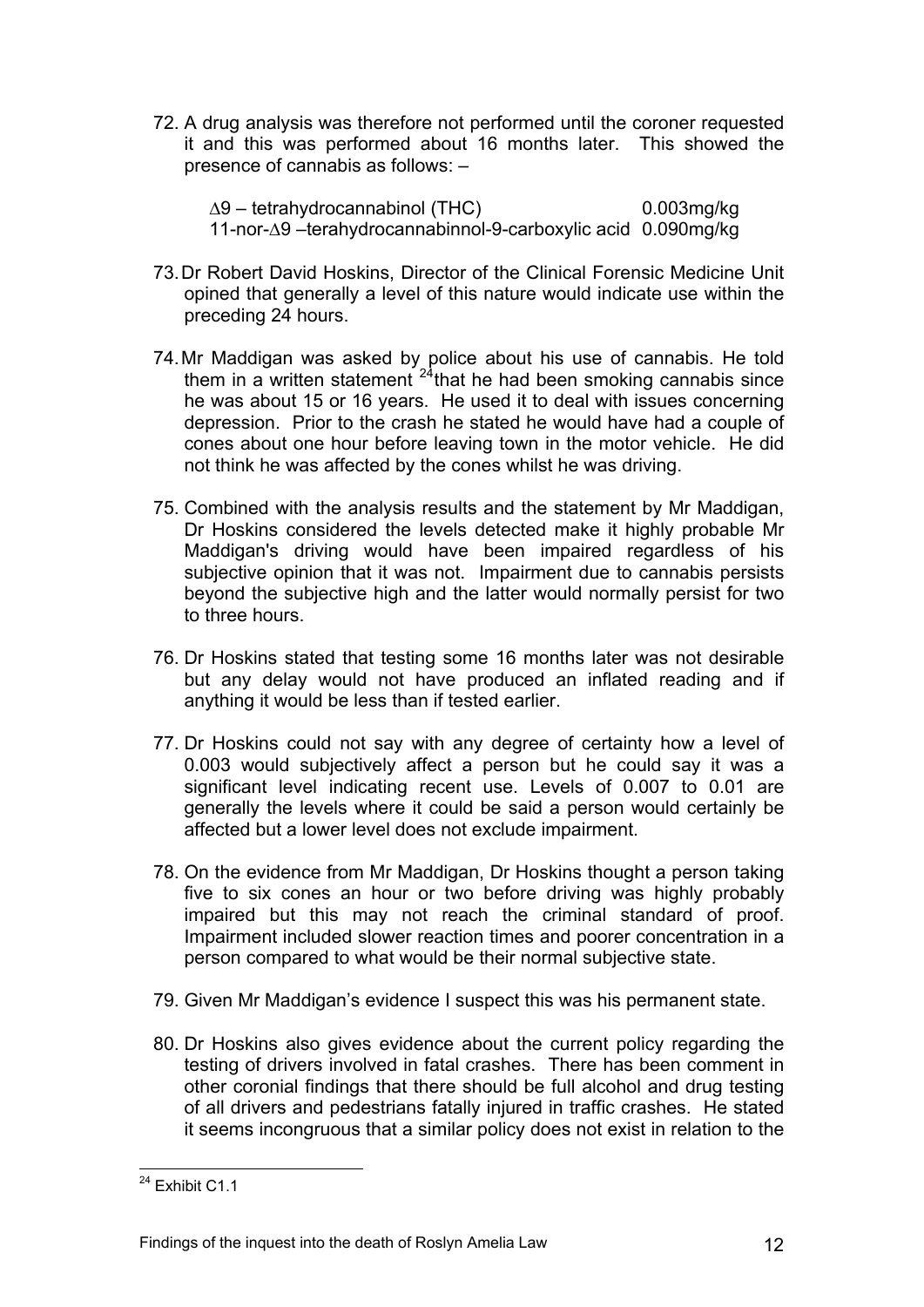72. A drug analysis was therefore not performed until the coroner requested it and this was performed about 16 months later. This showed the presence of cannabis as follows: –

| | |
|---|---|
| ∆9 – tetrahydrocannabinol (THC) | 0.003mg/kg |
| 11-nor-∆9 –terahydrocannabinnol-9-carboxylic acid | 0.090mg/kg |

73. Dr Robert David Hoskins, Director of the Clinical Forensic Medicine Unit opined that generally a level of this nature would indicate use within the preceding 24 hours.

74. Mr Maddigan was asked by police about his use of cannabis. He told them in a written statement [24] that he had been smoking cannabis since he was about 15 or 16 years. He used it to deal with issues concerning depression. Prior to the crash he stated he would have had a couple of cones about one hour before leaving town in the motor vehicle. He did not think he was affected by the cones whilst he was driving.

75. Combined with the analysis results and the statement by Mr Maddigan, Dr Hoskins considered the levels detected make it highly probable Mr Maddigan's driving would have been impaired regardless of his subjective opinion that it was not. Impairment due to cannabis persists beyond the subjective high and the latter would normally persist for two to three hours.

76. Dr Hoskins stated that testing some 16 months later was not desirable but any delay would not have produced an inflated reading and if anything it would be less than if tested earlier.

77. Dr Hoskins could not say with any degree of certainty how a level of 0.003 would subjectively affect a person but he could say it was a significant level indicating recent use. Levels of 0.007 to 0.01 are generally the levels where it could be said a person would certainly be affected but a lower level does not exclude impairment.

78. On the evidence from Mr Maddigan, Dr Hoskins thought a person taking five to six cones an hour or two before driving was highly probably impaired but this may not reach the criminal standard of proof. Impairment included slower reaction times and poorer concentration in a person compared to what would be their normal subjective state.

79. Given Mr Maddigan's evidence I suspect this was his permanent state.

80. Dr Hoskins also gives evidence about the current policy regarding the testing of drivers involved in fatal crashes. There has been comment in other coronial findings that there should be full alcohol and drug testing of all drivers and pedestrians fatally injured in traffic crashes. He stated it seems incongruous that a similar policy does not exist in relation to the

---

[24] Exhibit C1.1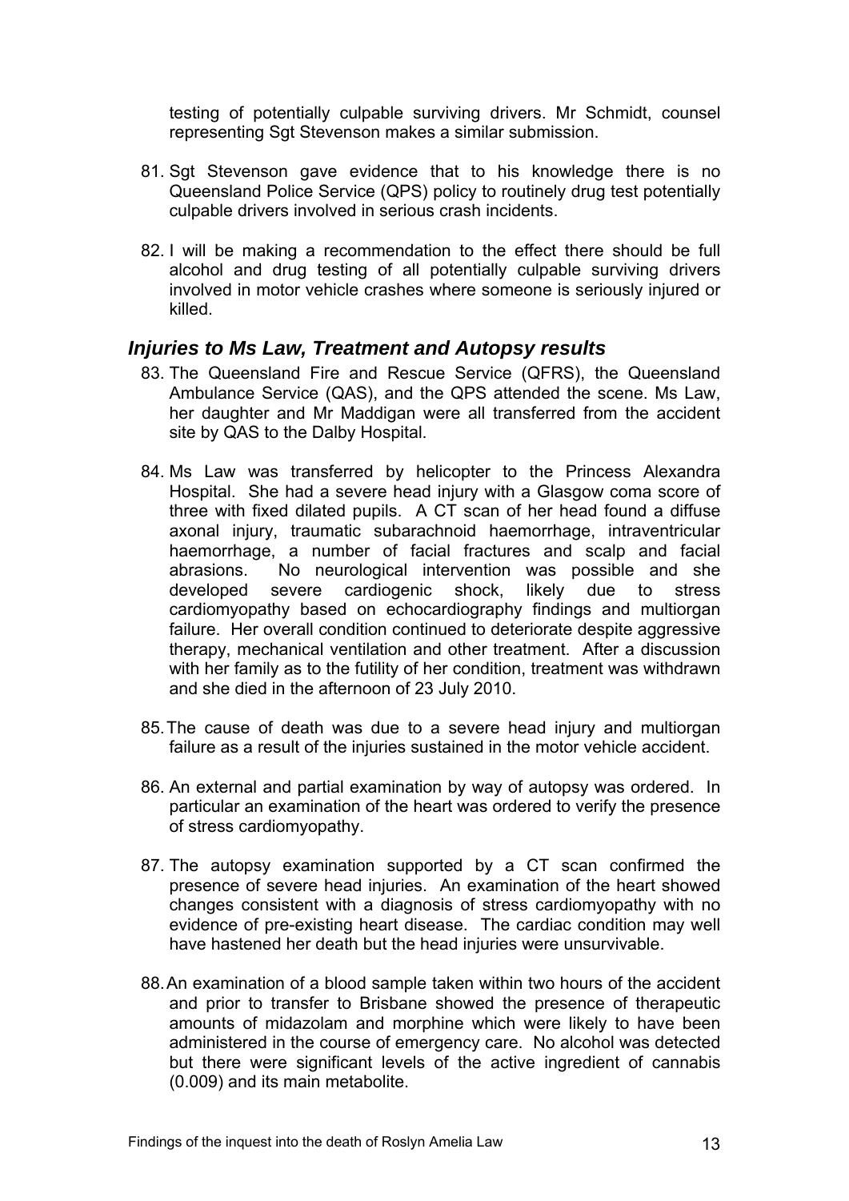testing of potentially culpable surviving drivers. Mr Schmidt, counsel representing Sgt Stevenson makes a similar submission.

81. Sgt Stevenson gave evidence that to his knowledge there is no Queensland Police Service (QPS) policy to routinely drug test potentially culpable drivers involved in serious crash incidents.

82. I will be making a recommendation to the effect there should be full alcohol and drug testing of all potentially culpable surviving drivers involved in motor vehicle crashes where someone is seriously injured or killed.

### *Injuries to Ms Law, Treatment and Autopsy results*

83. The Queensland Fire and Rescue Service (QFRS), the Queensland Ambulance Service (QAS), and the QPS attended the scene. Ms Law, her daughter and Mr Maddigan were all transferred from the accident site by QAS to the Dalby Hospital.

84. Ms Law was transferred by helicopter to the Princess Alexandra Hospital. She had a severe head injury with a Glasgow coma score of three with fixed dilated pupils. A CT scan of her head found a diffuse axonal injury, traumatic subarachnoid haemorrhage, intraventricular haemorrhage, a number of facial fractures and scalp and facial abrasions. No neurological intervention was possible and she developed severe cardiogenic shock, likely due to stress cardiomyopathy based on echocardiography findings and multiorgan failure. Her overall condition continued to deteriorate despite aggressive therapy, mechanical ventilation and other treatment. After a discussion with her family as to the futility of her condition, treatment was withdrawn and she died in the afternoon of 23 July 2010.

85. The cause of death was due to a severe head injury and multiorgan failure as a result of the injuries sustained in the motor vehicle accident.

86. An external and partial examination by way of autopsy was ordered. In particular an examination of the heart was ordered to verify the presence of stress cardiomyopathy.

87. The autopsy examination supported by a CT scan confirmed the presence of severe head injuries. An examination of the heart showed changes consistent with a diagnosis of stress cardiomyopathy with no evidence of pre-existing heart disease. The cardiac condition may well have hastened her death but the head injuries were unsurvivable.

88. An examination of a blood sample taken within two hours of the accident and prior to transfer to Brisbane showed the presence of therapeutic amounts of midazolam and morphine which were likely to have been administered in the course of emergency care. No alcohol was detected but there were significant levels of the active ingredient of cannabis (0.009) and its main metabolite.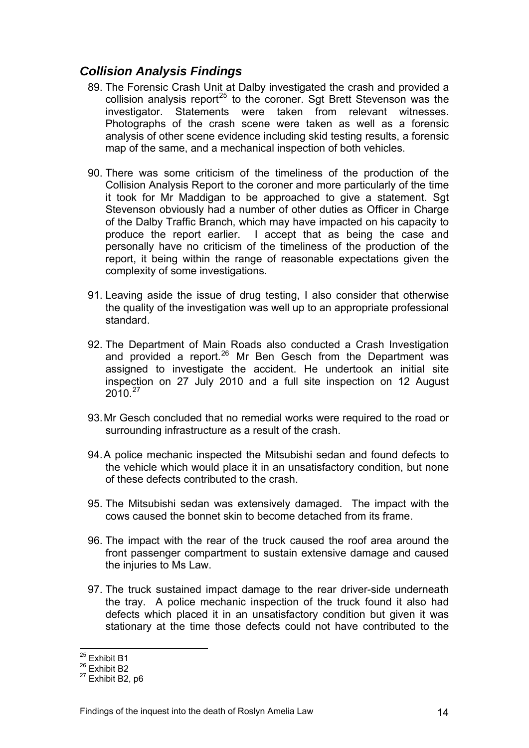### *Collision Analysis Findings*

89. The Forensic Crash Unit at Dalby investigated the crash and provided a collision analysis report[25] to the coroner. Sgt Brett Stevenson was the investigator. Statements were taken from relevant witnesses. Photographs of the crash scene were taken as well as a forensic analysis of other scene evidence including skid testing results, a forensic map of the same, and a mechanical inspection of both vehicles.

90. There was some criticism of the timeliness of the production of the Collision Analysis Report to the coroner and more particularly of the time it took for Mr Maddigan to be approached to give a statement. Sgt Stevenson obviously had a number of other duties as Officer in Charge of the Dalby Traffic Branch, which may have impacted on his capacity to produce the report earlier. I accept that as being the case and personally have no criticism of the timeliness of the production of the report, it being within the range of reasonable expectations given the complexity of some investigations.

91. Leaving aside the issue of drug testing, I also consider that otherwise the quality of the investigation was well up to an appropriate professional standard.

92. The Department of Main Roads also conducted a Crash Investigation and provided a report.[26] Mr Ben Gesch from the Department was assigned to investigate the accident. He undertook an initial site inspection on 27 July 2010 and a full site inspection on 12 August 2010.[27]

93. Mr Gesch concluded that no remedial works were required to the road or surrounding infrastructure as a result of the crash.

94. A police mechanic inspected the Mitsubishi sedan and found defects to the vehicle which would place it in an unsatisfactory condition, but none of these defects contributed to the crash.

95. The Mitsubishi sedan was extensively damaged. The impact with the cows caused the bonnet skin to become detached from its frame.

96. The impact with the rear of the truck caused the roof area around the front passenger compartment to sustain extensive damage and caused the injuries to Ms Law.

97. The truck sustained impact damage to the rear driver-side underneath the tray. A police mechanic inspection of the truck found it also had defects which placed it in an unsatisfactory condition but given it was stationary at the time those defects could not have contributed to the

---

[25] Exhibit B1

[26] Exhibit B2

[27] Exhibit B2, p6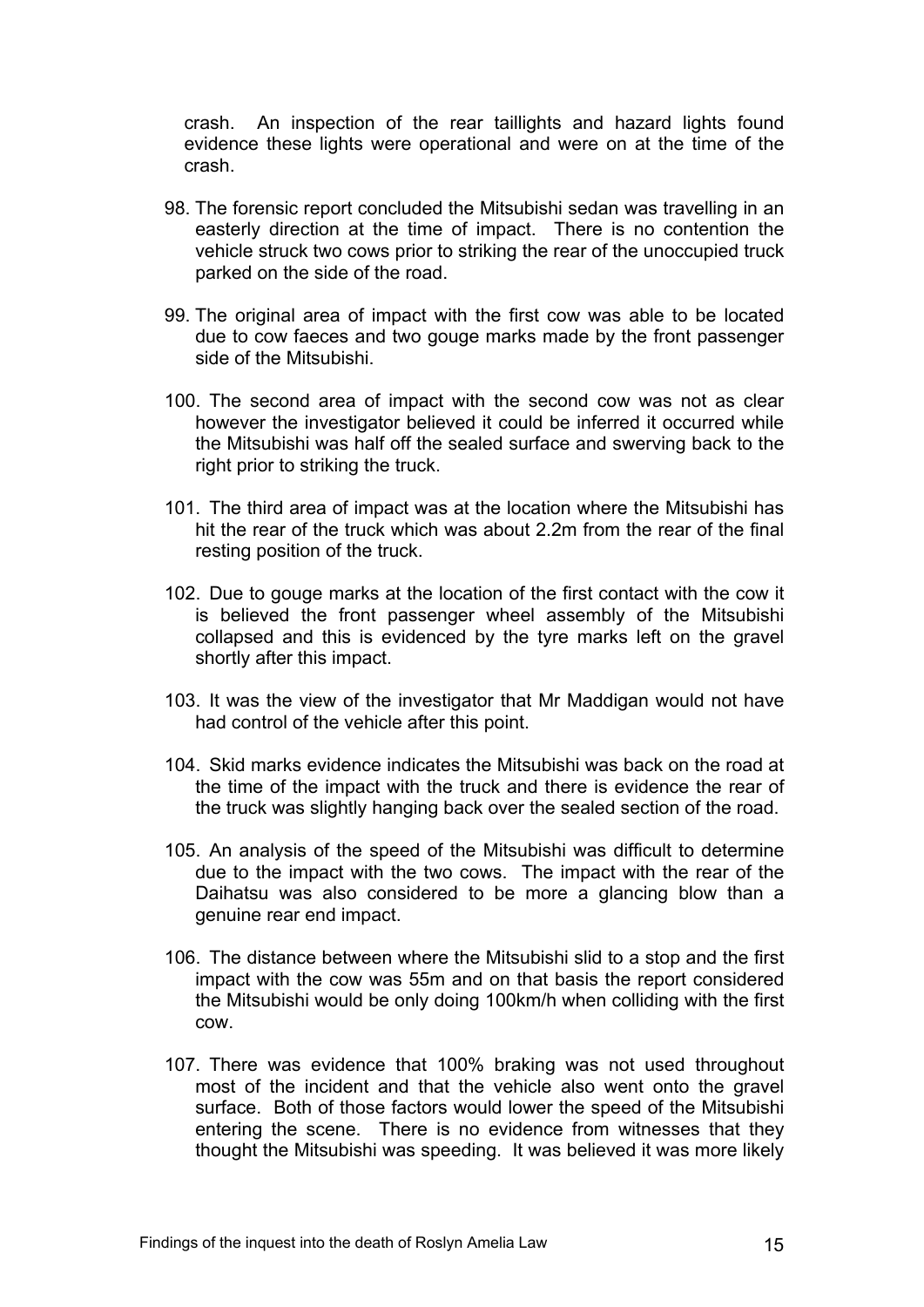crash. An inspection of the rear taillights and hazard lights found evidence these lights were operational and were on at the time of the crash.

98. The forensic report concluded the Mitsubishi sedan was travelling in an easterly direction at the time of impact. There is no contention the vehicle struck two cows prior to striking the rear of the unoccupied truck parked on the side of the road.

99. The original area of impact with the first cow was able to be located due to cow faeces and two gouge marks made by the front passenger side of the Mitsubishi.

100. The second area of impact with the second cow was not as clear however the investigator believed it could be inferred it occurred while the Mitsubishi was half off the sealed surface and swerving back to the right prior to striking the truck.

101. The third area of impact was at the location where the Mitsubishi has hit the rear of the truck which was about 2.2m from the rear of the final resting position of the truck.

102. Due to gouge marks at the location of the first contact with the cow it is believed the front passenger wheel assembly of the Mitsubishi collapsed and this is evidenced by the tyre marks left on the gravel shortly after this impact.

103. It was the view of the investigator that Mr Maddigan would not have had control of the vehicle after this point.

104. Skid marks evidence indicates the Mitsubishi was back on the road at the time of the impact with the truck and there is evidence the rear of the truck was slightly hanging back over the sealed section of the road.

105. An analysis of the speed of the Mitsubishi was difficult to determine due to the impact with the two cows. The impact with the rear of the Daihatsu was also considered to be more a glancing blow than a genuine rear end impact.

106. The distance between where the Mitsubishi slid to a stop and the first impact with the cow was 55m and on that basis the report considered the Mitsubishi would be only doing 100km/h when colliding with the first cow.

107. There was evidence that 100% braking was not used throughout most of the incident and that the vehicle also went onto the gravel surface. Both of those factors would lower the speed of the Mitsubishi entering the scene. There is no evidence from witnesses that they thought the Mitsubishi was speeding. It was believed it was more likely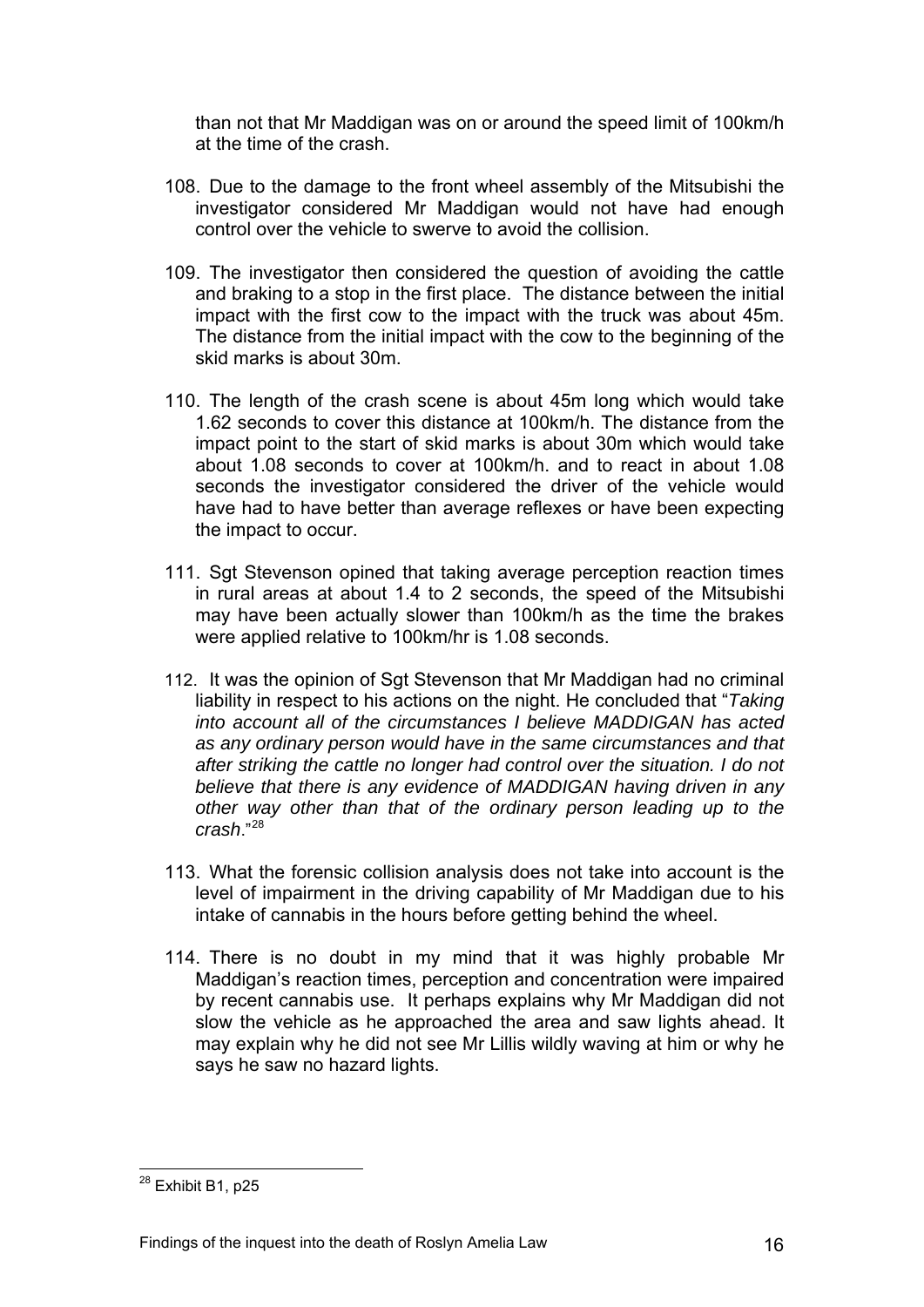than not that Mr Maddigan was on or around the speed limit of 100km/h at the time of the crash.

108. Due to the damage to the front wheel assembly of the Mitsubishi the investigator considered Mr Maddigan would not have had enough control over the vehicle to swerve to avoid the collision.

109. The investigator then considered the question of avoiding the cattle and braking to a stop in the first place. The distance between the initial impact with the first cow to the impact with the truck was about 45m. The distance from the initial impact with the cow to the beginning of the skid marks is about 30m.

110. The length of the crash scene is about 45m long which would take 1.62 seconds to cover this distance at 100km/h. The distance from the impact point to the start of skid marks is about 30m which would take about 1.08 seconds to cover at 100km/h. and to react in about 1.08 seconds the investigator considered the driver of the vehicle would have had to have better than average reflexes or have been expecting the impact to occur.

111. Sgt Stevenson opined that taking average perception reaction times in rural areas at about 1.4 to 2 seconds, the speed of the Mitsubishi may have been actually slower than 100km/h as the time the brakes were applied relative to 100km/hr is 1.08 seconds.

112. It was the opinion of Sgt Stevenson that Mr Maddigan had no criminal liability in respect to his actions on the night. He concluded that "*Taking into account all of the circumstances I believe MADDIGAN has acted as any ordinary person would have in the same circumstances and that after striking the cattle no longer had control over the situation. I do not believe that there is any evidence of MADDIGAN having driven in any other way other than that of the ordinary person leading up to the crash*."[28]

113. What the forensic collision analysis does not take into account is the level of impairment in the driving capability of Mr Maddigan due to his intake of cannabis in the hours before getting behind the wheel.

114. There is no doubt in my mind that it was highly probable Mr Maddigan's reaction times, perception and concentration were impaired by recent cannabis use. It perhaps explains why Mr Maddigan did not slow the vehicle as he approached the area and saw lights ahead. It may explain why he did not see Mr Lillis wildly waving at him or why he says he saw no hazard lights.

---

[28] Exhibit B1, p25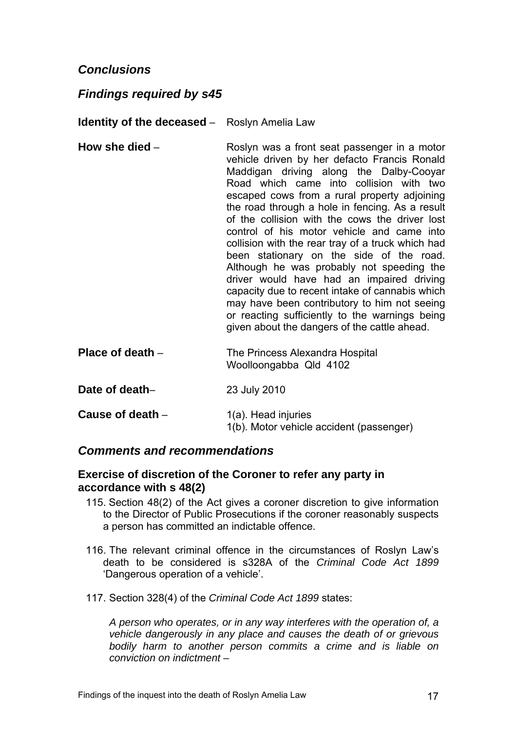## *Conclusions*

## *Findings required by s45*

**Identity of the deceased** – Roslyn Amelia Law

**How she died** – Roslyn was a front seat passenger in a motor vehicle driven by her defacto Francis Ronald Maddigan driving along the Dalby-Cooyar Road which came into collision with two escaped cows from a rural property adjoining the road through a hole in fencing. As a result of the collision with the cows the driver lost control of his motor vehicle and came into collision with the rear tray of a truck which had been stationary on the side of the road. Although he was probably not speeding the driver would have had an impaired driving capacity due to recent intake of cannabis which may have been contributory to him not seeing or reacting sufficiently to the warnings being given about the dangers of the cattle ahead.

**Place of death** – The Princess Alexandra Hospital
Woolloongabba Qld 4102

**Date of death**– 23 July 2010

**Cause of death** – 1(a). Head injuries
1(b). Motor vehicle accident (passenger)

## *Comments and recommendations*

### Exercise of discretion of the Coroner to refer any party in accordance with s 48(2)

115. Section 48(2) of the Act gives a coroner discretion to give information to the Director of Public Prosecutions if the coroner reasonably suspects a person has committed an indictable offence.

116. The relevant criminal offence in the circumstances of Roslyn Law's death to be considered is s328A of the *Criminal Code Act 1899* 'Dangerous operation of a vehicle'.

117. Section 328(4) of the *Criminal Code Act 1899* states:

*A person who operates, or in any way interferes with the operation of, a vehicle dangerously in any place and causes the death of or grievous bodily harm to another person commits a crime and is liable on conviction on indictment –*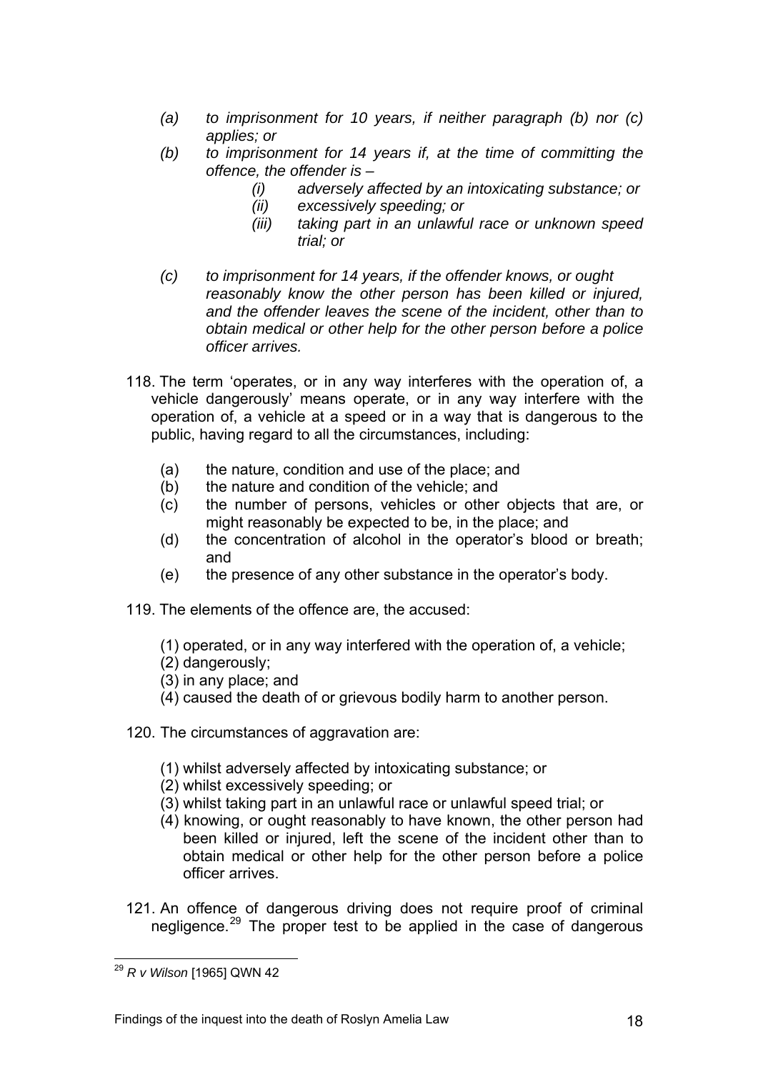- *(a) to imprisonment for 10 years, if neither paragraph (b) nor (c) applies; or*
- *(b) to imprisonment for 14 years if, at the time of committing the offence, the offender is –*
  - *(i) adversely affected by an intoxicating substance; or*
  - *(ii) excessively speeding; or*
  - *(iii) taking part in an unlawful race or unknown speed trial; or*
- *(c) to imprisonment for 14 years, if the offender knows, or ought reasonably know the other person has been killed or injured, and the offender leaves the scene of the incident, other than to obtain medical or other help for the other person before a police officer arrives.*

118. The term 'operates, or in any way interferes with the operation of, a vehicle dangerously' means operate, or in any way interfere with the operation of, a vehicle at a speed or in a way that is dangerous to the public, having regard to all the circumstances, including:

    (a) the nature, condition and use of the place; and
    (b) the nature and condition of the vehicle; and
    (c) the number of persons, vehicles or other objects that are, or might reasonably be expected to be, in the place; and
    (d) the concentration of alcohol in the operator's blood or breath; and
    (e) the presence of any other substance in the operator's body.

119. The elements of the offence are, the accused:

    (1) operated, or in any way interfered with the operation of, a vehicle;
    (2) dangerously;
    (3) in any place; and
    (4) caused the death of or grievous bodily harm to another person.

120. The circumstances of aggravation are:

    (1) whilst adversely affected by intoxicating substance; or
    (2) whilst excessively speeding; or
    (3) whilst taking part in an unlawful race or unlawful speed trial; or
    (4) knowing, or ought reasonably to have known, the other person had been killed or injured, left the scene of the incident other than to obtain medical or other help for the other person before a police officer arrives.

121. An offence of dangerous driving does not require proof of criminal negligence.[29] The proper test to be applied in the case of dangerous

---

[29] *R v Wilson* [1965] QWN 42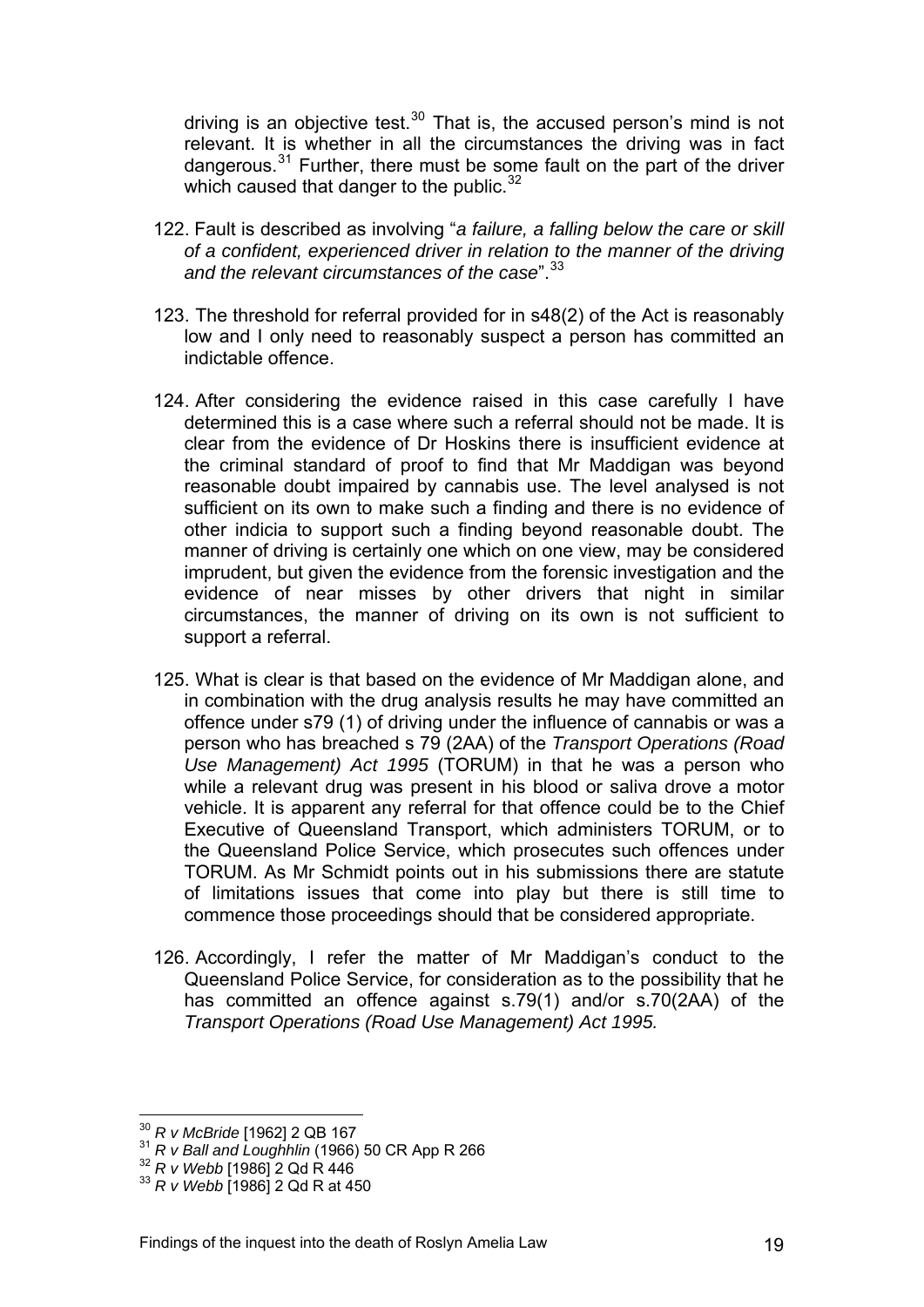driving is an objective test.[30] That is, the accused person's mind is not relevant. It is whether in all the circumstances the driving was in fact dangerous.[31] Further, there must be some fault on the part of the driver which caused that danger to the public.[32]

122. Fault is described as involving "*a failure, a falling below the care or skill of a confident, experienced driver in relation to the manner of the driving and the relevant circumstances of the case*".[33]

123. The threshold for referral provided for in s48(2) of the Act is reasonably low and I only need to reasonably suspect a person has committed an indictable offence.

124. After considering the evidence raised in this case carefully I have determined this is a case where such a referral should not be made. It is clear from the evidence of Dr Hoskins there is insufficient evidence at the criminal standard of proof to find that Mr Maddigan was beyond reasonable doubt impaired by cannabis use. The level analysed is not sufficient on its own to make such a finding and there is no evidence of other indicia to support such a finding beyond reasonable doubt. The manner of driving is certainly one which on one view, may be considered imprudent, but given the evidence from the forensic investigation and the evidence of near misses by other drivers that night in similar circumstances, the manner of driving on its own is not sufficient to support a referral.

125. What is clear is that based on the evidence of Mr Maddigan alone, and in combination with the drug analysis results he may have committed an offence under s79 (1) of driving under the influence of cannabis or was a person who has breached s 79 (2AA) of the *Transport Operations (Road Use Management) Act 1995* (TORUM) in that he was a person who while a relevant drug was present in his blood or saliva drove a motor vehicle. It is apparent any referral for that offence could be to the Chief Executive of Queensland Transport, which administers TORUM, or to the Queensland Police Service, which prosecutes such offences under TORUM. As Mr Schmidt points out in his submissions there are statute of limitations issues that come into play but there is still time to commence those proceedings should that be considered appropriate.

126. Accordingly, I refer the matter of Mr Maddigan's conduct to the Queensland Police Service, for consideration as to the possibility that he has committed an offence against s.79(1) and/or s.70(2AA) of the *Transport Operations (Road Use Management) Act 1995.*

---

[30] *R v McBride* [1962] 2 QB 167

[31] *R v Ball and Loughhlin* (1966) 50 CR App R 266

[32] *R v Webb* [1986] 2 Qd R 446

[33] *R v Webb* [1986] 2 Qd R at 450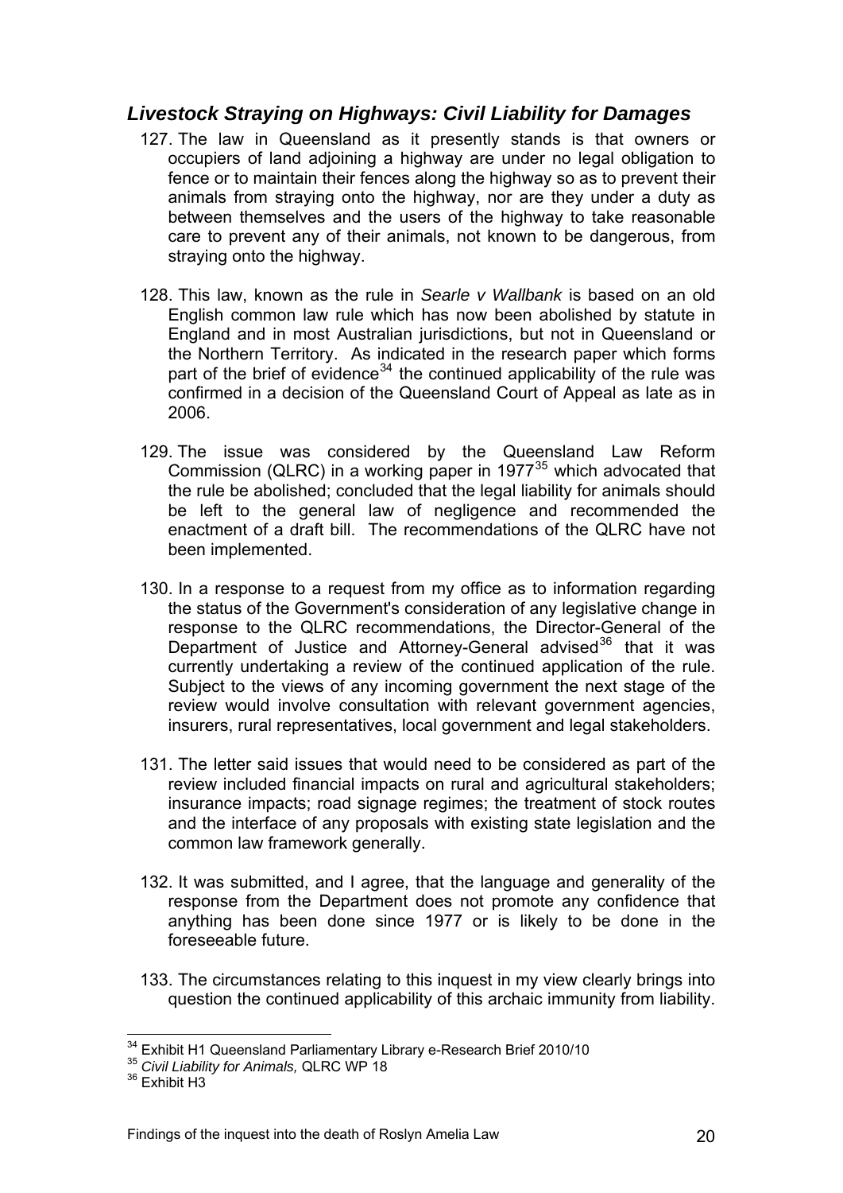## *Livestock Straying on Highways: Civil Liability for Damages*

127. The law in Queensland as it presently stands is that owners or occupiers of land adjoining a highway are under no legal obligation to fence or to maintain their fences along the highway so as to prevent their animals from straying onto the highway, nor are they under a duty as between themselves and the users of the highway to take reasonable care to prevent any of their animals, not known to be dangerous, from straying onto the highway.

128. This law, known as the rule in *Searle v Wallbank* is based on an old English common law rule which has now been abolished by statute in England and in most Australian jurisdictions, but not in Queensland or the Northern Territory. As indicated in the research paper which forms part of the brief of evidence[34] the continued applicability of the rule was confirmed in a decision of the Queensland Court of Appeal as late as in 2006.

129. The issue was considered by the Queensland Law Reform Commission (QLRC) in a working paper in 1977[35] which advocated that the rule be abolished; concluded that the legal liability for animals should be left to the general law of negligence and recommended the enactment of a draft bill. The recommendations of the QLRC have not been implemented.

130. In a response to a request from my office as to information regarding the status of the Government's consideration of any legislative change in response to the QLRC recommendations, the Director-General of the Department of Justice and Attorney-General advised[36] that it was currently undertaking a review of the continued application of the rule. Subject to the views of any incoming government the next stage of the review would involve consultation with relevant government agencies, insurers, rural representatives, local government and legal stakeholders.

131. The letter said issues that would need to be considered as part of the review included financial impacts on rural and agricultural stakeholders; insurance impacts; road signage regimes; the treatment of stock routes and the interface of any proposals with existing state legislation and the common law framework generally.

132. It was submitted, and I agree, that the language and generality of the response from the Department does not promote any confidence that anything has been done since 1977 or is likely to be done in the foreseeable future.

133. The circumstances relating to this inquest in my view clearly brings into question the continued applicability of this archaic immunity from liability.

---

[34] Exhibit H1 Queensland Parliamentary Library e-Research Brief 2010/10

[35] *Civil Liability for Animals,* QLRC WP 18

[36] Exhibit H3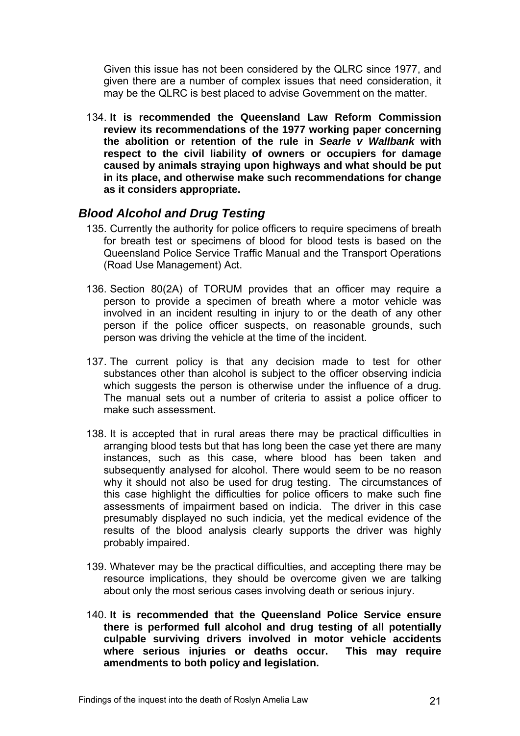Given this issue has not been considered by the QLRC since 1977, and given there are a number of complex issues that need consideration, it may be the QLRC is best placed to advise Government on the matter.

134. **It is recommended the Queensland Law Reform Commission review its recommendations of the 1977 working paper concerning the abolition or retention of the rule in *Searle v Wallbank* with respect to the civil liability of owners or occupiers for damage caused by animals straying upon highways and what should be put in its place, and otherwise make such recommendations for change as it considers appropriate.**

## *Blood Alcohol and Drug Testing*

135. Currently the authority for police officers to require specimens of breath for breath test or specimens of blood for blood tests is based on the Queensland Police Service Traffic Manual and the Transport Operations (Road Use Management) Act.

136. Section 80(2A) of TORUM provides that an officer may require a person to provide a specimen of breath where a motor vehicle was involved in an incident resulting in injury to or the death of any other person if the police officer suspects, on reasonable grounds, such person was driving the vehicle at the time of the incident.

137. The current policy is that any decision made to test for other substances other than alcohol is subject to the officer observing indicia which suggests the person is otherwise under the influence of a drug. The manual sets out a number of criteria to assist a police officer to make such assessment.

138. It is accepted that in rural areas there may be practical difficulties in arranging blood tests but that has long been the case yet there are many instances, such as this case, where blood has been taken and subsequently analysed for alcohol. There would seem to be no reason why it should not also be used for drug testing. The circumstances of this case highlight the difficulties for police officers to make such fine assessments of impairment based on indicia. The driver in this case presumably displayed no such indicia, yet the medical evidence of the results of the blood analysis clearly supports the driver was highly probably impaired.

139. Whatever may be the practical difficulties, and accepting there may be resource implications, they should be overcome given we are talking about only the most serious cases involving death or serious injury.

140. **It is recommended that the Queensland Police Service ensure there is performed full alcohol and drug testing of all potentially culpable surviving drivers involved in motor vehicle accidents where serious injuries or deaths occur. This may require amendments to both policy and legislation.**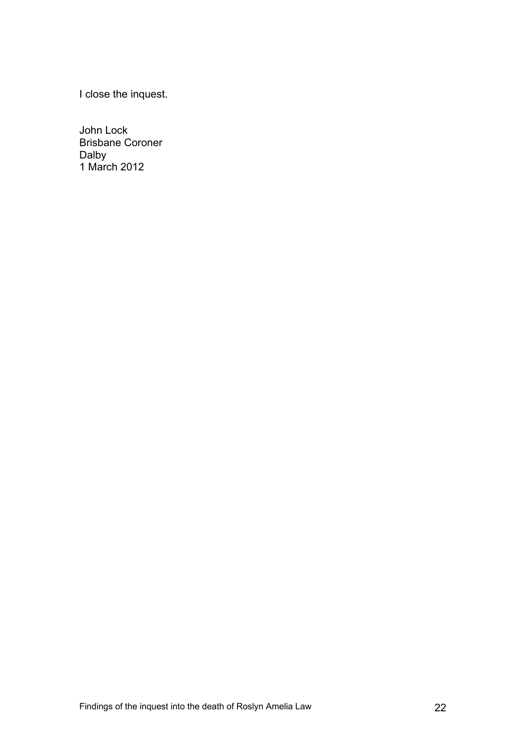I close the inquest.

John Lock
Brisbane Coroner
Dalby
1 March 2012